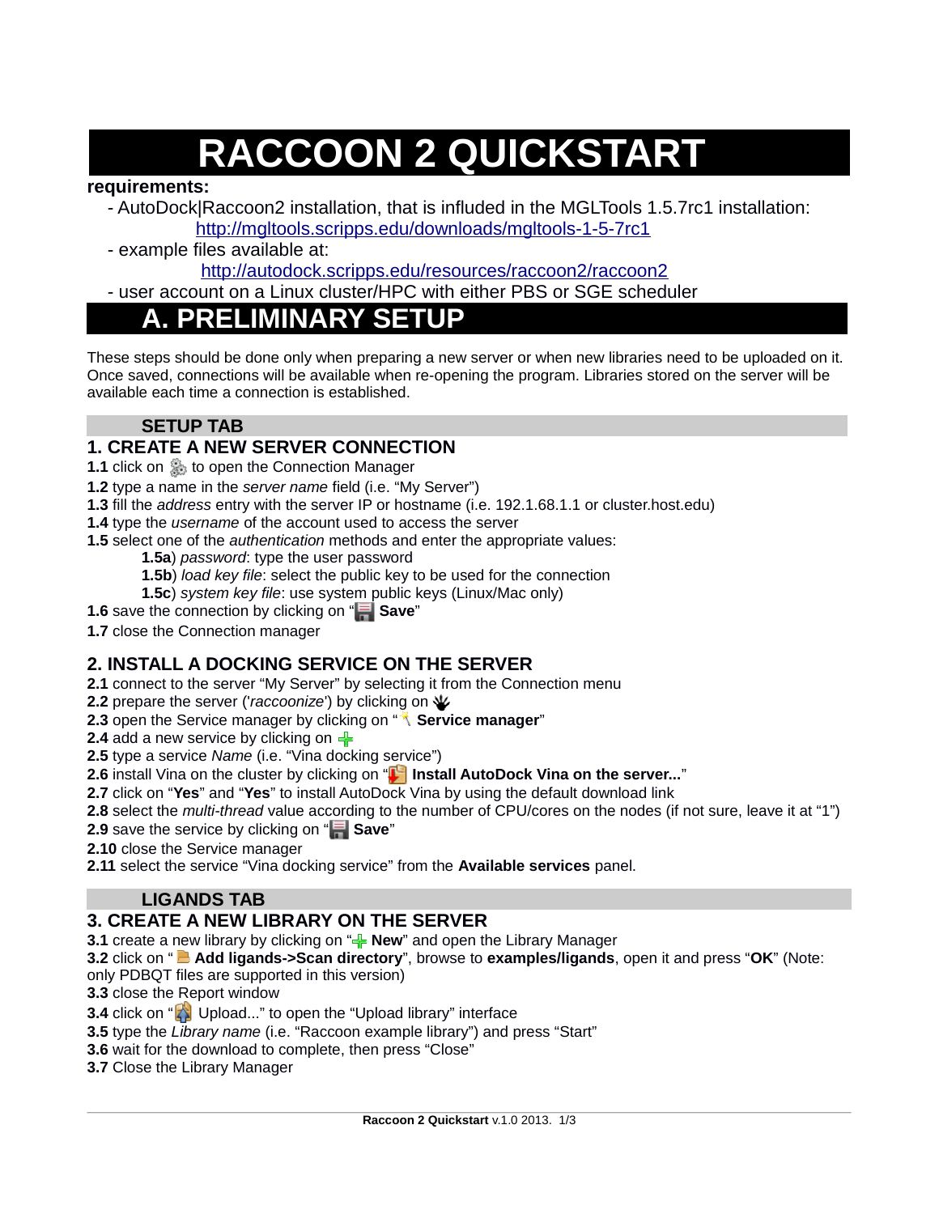# RACCOON 2 QUICKSTART

**requirements:**

- AutoDock|Raccoon2 installation, that is influded in the MGLTools 1.5.7rc1 installation:
  http://mgltools.scripps.edu/downloads/mgltools-1-5-7rc1
- example files available at:
  http://autodock.scripps.edu/resources/raccoon2/raccoon2
- user account on a Linux cluster/HPC with either PBS or SGE scheduler

## A. PRELIMINARY SETUP

These steps should be done only when preparing a new server or when new libraries need to be uploaded on it. Once saved, connections will be available when re-opening the program. Libraries stored on the server will be available each time a connection is established.

### SETUP TAB

### 1. CREATE A NEW SERVER CONNECTION

**1.1** click on to open the Connection Manager

**1.2** type a name in the *server name* field (i.e. “My Server”)

**1.3** fill the *address* entry with the server IP or hostname (i.e. 192.1.68.1.1 or cluster.host.edu)

**1.4** type the *username* of the account used to access the server

**1.5** select one of the *authentication* methods and enter the appropriate values:

- **1.5a**) *password*: type the user password
- **1.5b**) *load key file*: select the public key to be used for the connection
- **1.5c**) *system key file*: use system public keys (Linux/Mac only)

**1.6** save the connection by clicking on “ **Save**”

**1.7** close the Connection manager

### 2. INSTALL A DOCKING SERVICE ON THE SERVER

**2.1** connect to the server “My Server” by selecting it from the Connection menu

**2.2** prepare the server ('*raccoonize*') by clicking on

**2.3** open the Service manager by clicking on “ **Service manager**”

**2.4** add a new service by clicking on

**2.5** type a service *Name* (i.e. “Vina docking service”)

**2.6** install Vina on the cluster by clicking on “ **Install AutoDock Vina on the server...**”

**2.7** click on “**Yes**” and “**Yes**” to install AutoDock Vina by using the default download link

**2.8** select the *multi-thread* value according to the number of CPU/cores on the nodes (if not sure, leave it at “1”)

**2.9** save the service by clicking on “ **Save**”

**2.10** close the Service manager

**2.11** select the service “Vina docking service” from the **Available services** panel.

### LIGANDS TAB

### 3. CREATE A NEW LIBRARY ON THE SERVER

**3.1** create a new library by clicking on “ **New**” and open the Library Manager

**3.2** click on “ **Add ligands->Scan directory**”, browse to **examples/ligands**, open it and press “**OK**” (Note: only PDBQT files are supported in this version)

**3.3** close the Report window

**3.4** click on “ Upload...” to open the “Upload library” interface

**3.5** type the *Library name* (i.e. “Raccoon example library”) and press “Start”

**3.6** wait for the download to complete, then press “Close”

**3.7** Close the Library Manager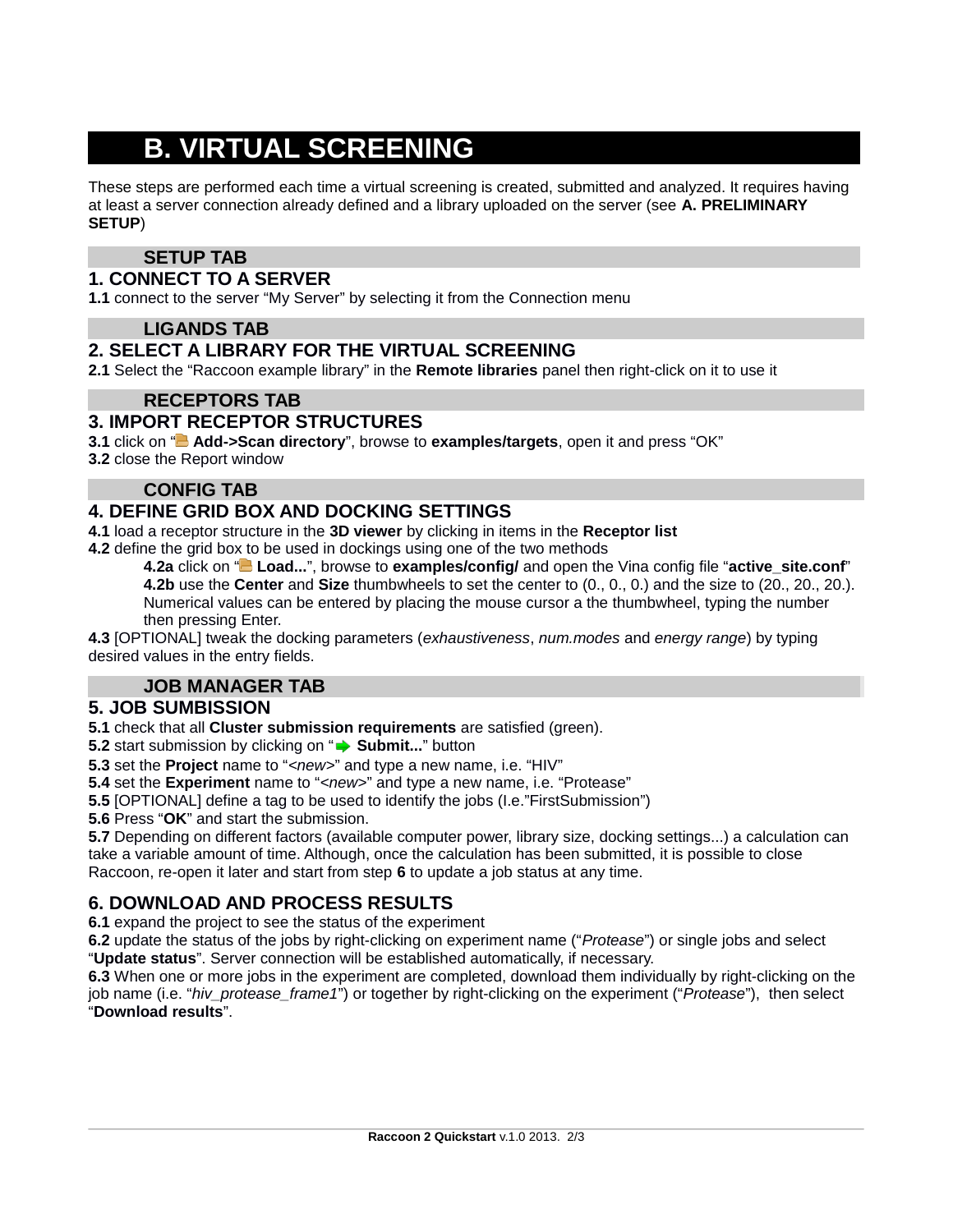# B. VIRTUAL SCREENING

These steps are performed each time a virtual screening is created, submitted and analyzed. It requires having at least a server connection already defined and a library uploaded on the server (see **A. PRELIMINARY SETUP**)

### SETUP TAB

## 1. CONNECT TO A SERVER

**1.1** connect to the server “My Server” by selecting it from the Connection menu

### LIGANDS TAB

## 2. SELECT A LIBRARY FOR THE VIRTUAL SCREENING

**2.1** Select the “Raccoon example library” in the **Remote libraries** panel then right-click on it to use it

### RECEPTORS TAB

## 3. IMPORT RECEPTOR STRUCTURES

**3.1** click on “**Add->Scan directory**”, browse to **examples/targets**, open it and press “OK”
**3.2** close the Report window

### CONFIG TAB

## 4. DEFINE GRID BOX AND DOCKING SETTINGS

**4.1** load a receptor structure in the **3D viewer** by clicking in items in the **Receptor list**
**4.2** define the grid box to be used in dockings using one of the two methods

- **4.2a** click on “**Load...**”, browse to **examples/config/** and open the Vina config file “**active_site.conf**”
- **4.2b** use the **Center** and **Size** thumbwheels to set the center to (0., 0., 0.) and the size to (20., 20., 20.). Numerical values can be entered by placing the mouse cursor a the thumbwheel, typing the number then pressing Enter.

**4.3** [OPTIONAL] tweak the docking parameters (*exhaustiveness*, *num.modes* and *energy range*) by typing desired values in the entry fields.

### JOB MANAGER TAB

## 5. JOB SUMBISSION

**5.1** check that all **Cluster submission requirements** are satisfied (green).
**5.2** start submission by clicking on “**Submit...**” button
**5.3** set the **Project** name to “*<new>*” and type a new name, i.e. “HIV”
**5.4** set the **Experiment** name to “*<new>*” and type a new name, i.e. “Protease”
**5.5** [OPTIONAL] define a tag to be used to identify the jobs (I.e.”FirstSubmission”)
**5.6** Press “**OK**” and start the submission.
**5.7** Depending on different factors (available computer power, library size, docking settings...) a calculation can take a variable amount of time. Although, once the calculation has been submitted, it is possible to close Raccoon, re-open it later and start from step **6** to update a job status at any time.

## 6. DOWNLOAD AND PROCESS RESULTS

**6.1** expand the project to see the status of the experiment
**6.2** update the status of the jobs by right-clicking on experiment name (“*Protease*”) or single jobs and select “**Update status**”. Server connection will be established automatically, if necessary.
**6.3** When one or more jobs in the experiment are completed, download them individually by right-clicking on the job name (i.e. “*hiv_protease_frame1*”) or together by right-clicking on the experiment (“*Protease*”), then select “**Download results**”.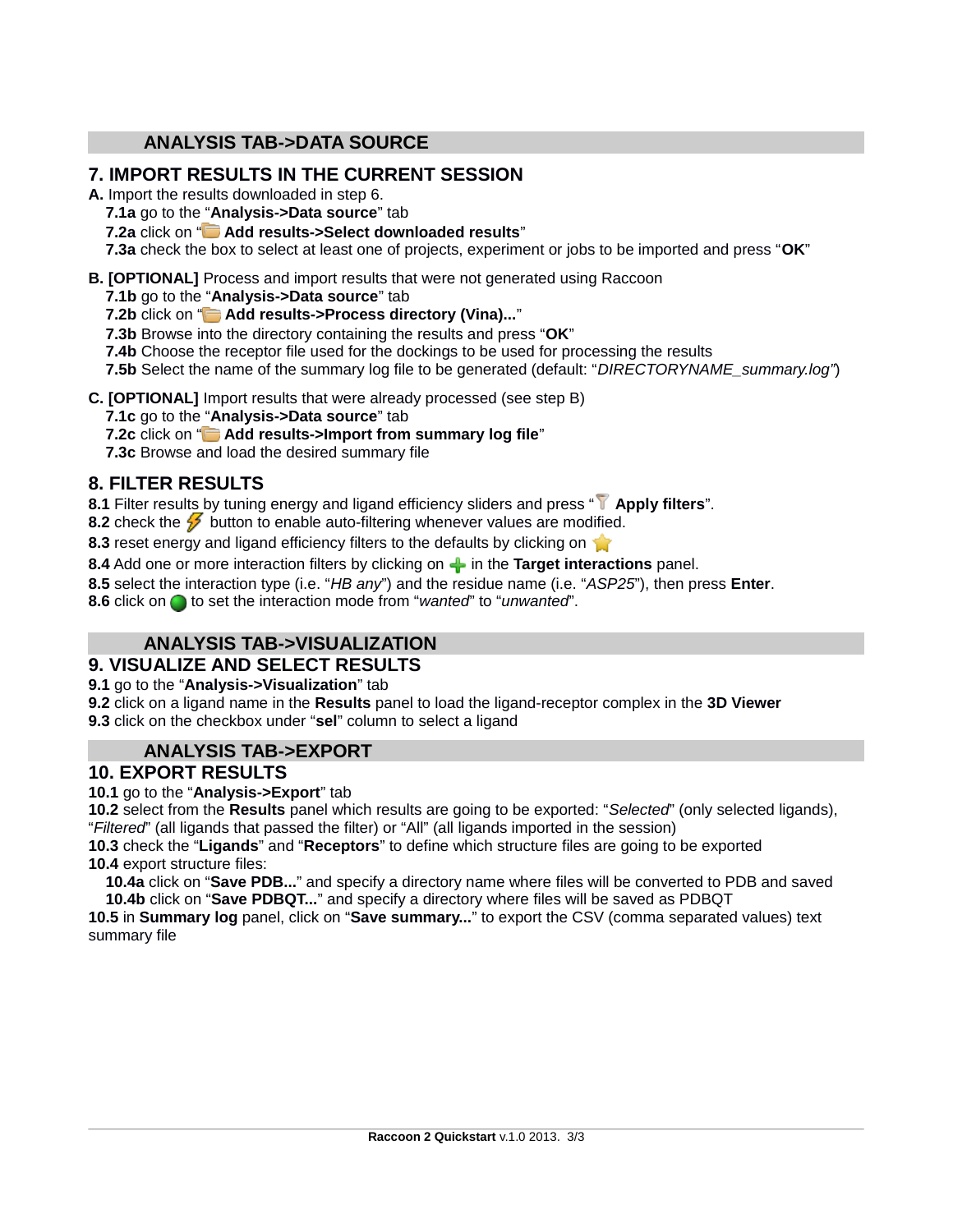## ANALYSIS TAB->DATA SOURCE

## 7. IMPORT RESULTS IN THE CURRENT SESSION

**A.** Import the results downloaded in step 6.

- **7.1a** go to the "**Analysis->Data source**" tab
- **7.2a** click on " **Add results->Select downloaded results**"
- **7.3a** check the box to select at least one of projects, experiment or jobs to be imported and press "**OK**"

**B. [OPTIONAL]** Process and import results that were not generated using Raccoon

- **7.1b** go to the "**Analysis->Data source**" tab
- **7.2b** click on " **Add results->Process directory (Vina)...**"
- **7.3b** Browse into the directory containing the results and press "**OK**"
- **7.4b** Choose the receptor file used for the dockings to be used for processing the results
- **7.5b** Select the name of the summary log file to be generated (default: "*DIRECTORYNAME_summary.log"*)

**C. [OPTIONAL]** Import results that were already processed (see step B)

- **7.1c** go to the "**Analysis->Data source**" tab
- **7.2c** click on " **Add results->Import from summary log file**"
- **7.3c** Browse and load the desired summary file

## 8. FILTER RESULTS

**8.1** Filter results by tuning energy and ligand efficiency sliders and press " **Apply filters**".
**8.2** check the button to enable auto-filtering whenever values are modified.
**8.3** reset energy and ligand efficiency filters to the defaults by clicking on
**8.4** Add one or more interaction filters by clicking on in the **Target interactions** panel.
**8.5** select the interaction type (i.e. "*HB any*") and the residue name (i.e. "*ASP25*"), then press **Enter**.
**8.6** click on to set the interaction mode from "*wanted*" to "*unwanted*".

## ANALYSIS TAB->VISUALIZATION

## 9. VISUALIZE AND SELECT RESULTS

**9.1** go to the "**Analysis->Visualization**" tab
**9.2** click on a ligand name in the **Results** panel to load the ligand-receptor complex in the **3D Viewer**
**9.3** click on the checkbox under "**sel**" column to select a ligand

## ANALYSIS TAB->EXPORT

## 10. EXPORT RESULTS

**10.1** go to the "**Analysis->Export**" tab
**10.2** select from the **Results** panel which results are going to be exported: "*Selected*" (only selected ligands), "*Filtered*" (all ligands that passed the filter) or "All" (all ligands imported in the session)
**10.3** check the "**Ligands**" and "**Receptors**" to define which structure files are going to be exported
**10.4** export structure files:

- **10.4a** click on "**Save PDB...**" and specify a directory name where files will be converted to PDB and saved
- **10.4b** click on "**Save PDBQT...**" and specify a directory where files will be saved as PDBQT

**10.5** in **Summary log** panel, click on "**Save summary...**" to export the CSV (comma separated values) text summary file